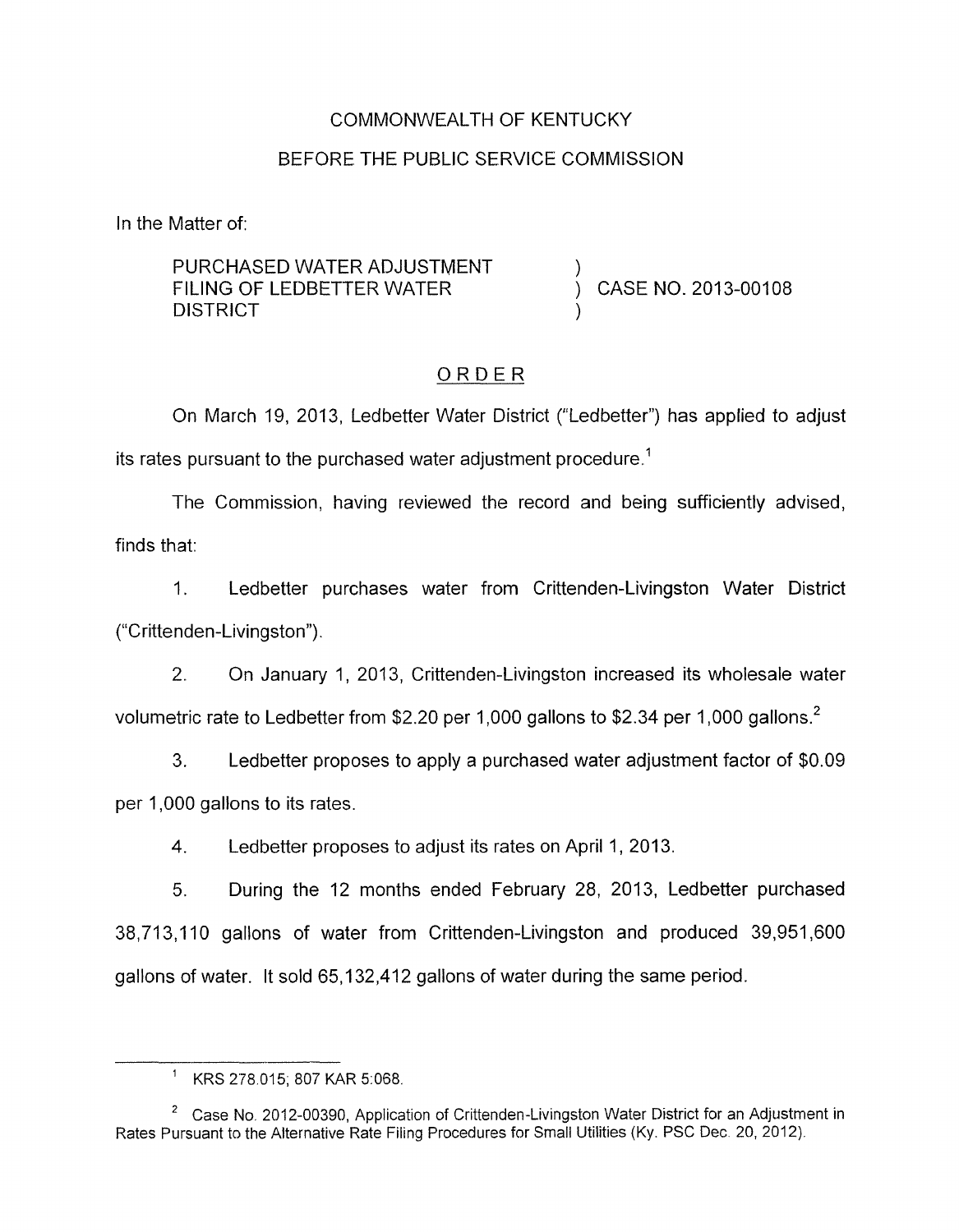COMMONWEALTH OF KENTUCKY

BEFORE THE PUBLIC SERVICE COMMISSION

In the Matter of:

| | | |
|---|---|---|
| PURCHASED WATER ADJUSTMENT FILING OF LEDBETTER WATER DISTRICT | ) ) ) | CASE NO. 2013-00108 |

ORDER

On March 19, 2013, Ledbetter Water District ("Ledbetter") has applied to adjust its rates pursuant to the purchased water adjustment procedure.[1]

The Commission, having reviewed the record and being sufficiently advised, finds that:

1. Ledbetter purchases water from Crittenden-Livingston Water District ("Crittenden-Livingston").

2. On January 1, 2013, Crittenden-Livingston increased its wholesale water volumetric rate to Ledbetter from $2.20 per 1,000 gallons to $2.34 per 1,000 gallons.[2]

3. Ledbetter proposes to apply a purchased water adjustment factor of $0.09 per 1,000 gallons to its rates.

4. Ledbetter proposes to adjust its rates on April 1, 2013.

5. During the 12 months ended February 28, 2013, Ledbetter purchased 38,713,110 gallons of water from Crittenden-Livingston and produced 39,951,600 gallons of water. It sold 65,132,412 gallons of water during the same period.

---

[1] KRS 278.015; 807 KAR 5:068.

[2] Case No. 2012-00390, Application of Crittenden-Livingston Water District for an Adjustment in Rates Pursuant to the Alternative Rate Filing Procedures for Small Utilities (Ky. PSC Dec. 20, 2012).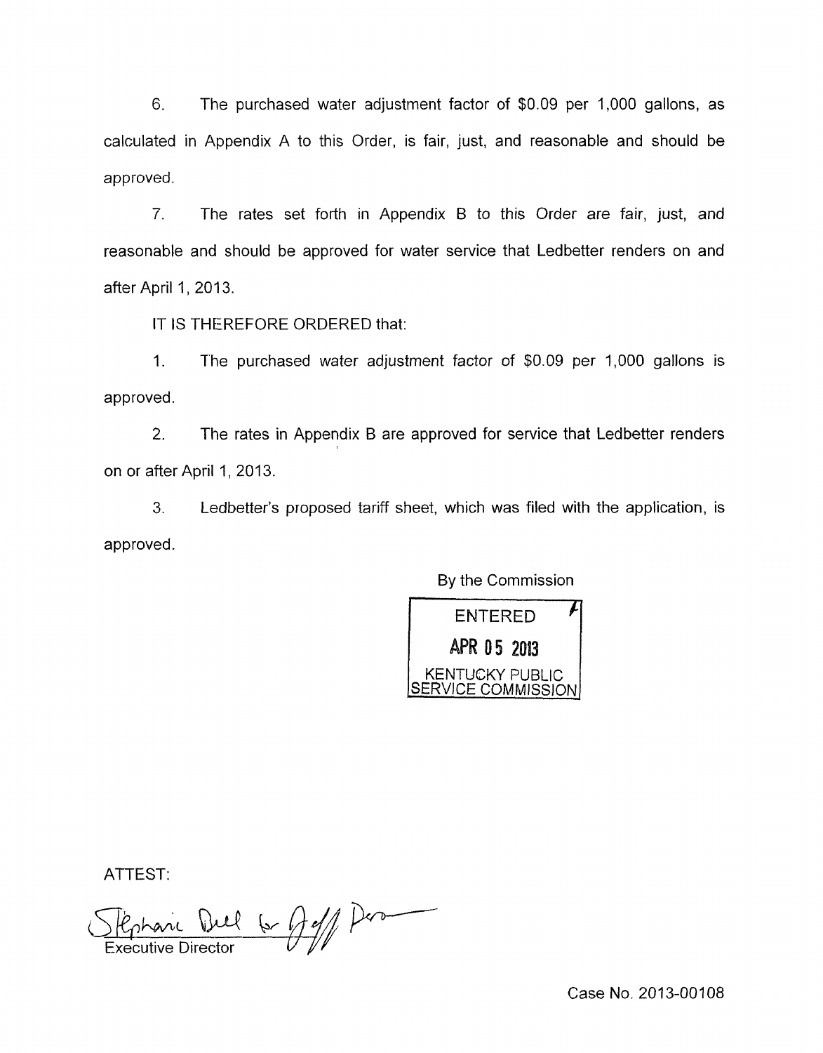6. The purchased water adjustment factor of $0.09 per 1,000 gallons, as calculated in Appendix A to this Order, is fair, just, and reasonable and should be approved.

7. The rates set forth in Appendix B to this Order are fair, just, and reasonable and should be approved for water service that Ledbetter renders on and after April 1, 2013.

IT IS THEREFORE ORDERED that:

1. The purchased water adjustment factor of $0.09 per 1,000 gallons is approved.

2. The rates in Appendix B are approved for service that Ledbetter renders on or after April 1, 2013.

3. Ledbetter's proposed tariff sheet, which was filed with the application, is approved.

By the Commission

ENTERED
APR 05 2013
KENTUCKY PUBLIC SERVICE COMMISSION

ATTEST:

Stephanie Bell for Jeff Derouen
Executive Director

Case No. 2013-00108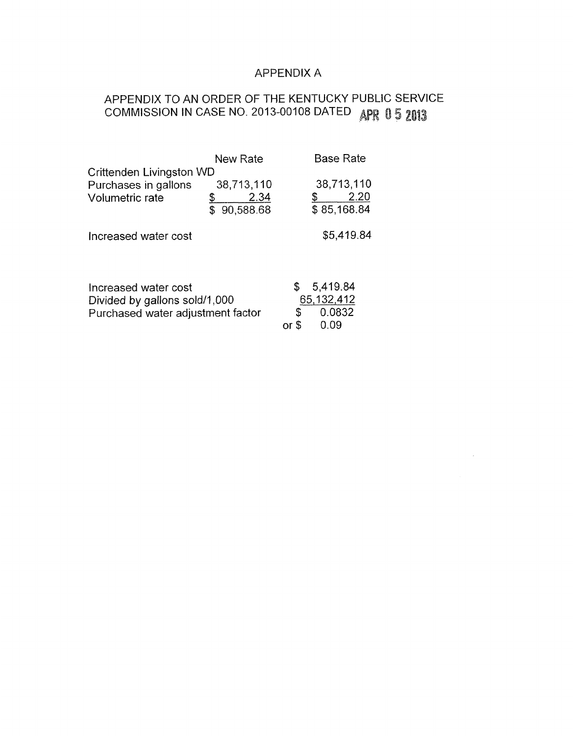# APPENDIX A

## APPENDIX TO AN ORDER OF THE KENTUCKY PUBLIC SERVICE COMMISSION IN CASE NO. 2013-00108 DATED APR 05 2013

| | New Rate | Base Rate |
|---|---|---|
| Crittenden Livingston WD | | |
| Purchases in gallons | 38,713,110 | 38,713,110 |
| Volumetric rate | $ 2.34 | $ 2.20 |
| | $ 90,588.68 | $ 85,168.84 |
| Increased water cost | | $5,419.84 |

| | |
|---|---|
| Increased water cost | $ 5,419.84 |
| Divided by gallons sold/1,000 | 65,132,412 |
| Purchased water adjustment factor | $ 0.0832 |
| | or $ 0.09 |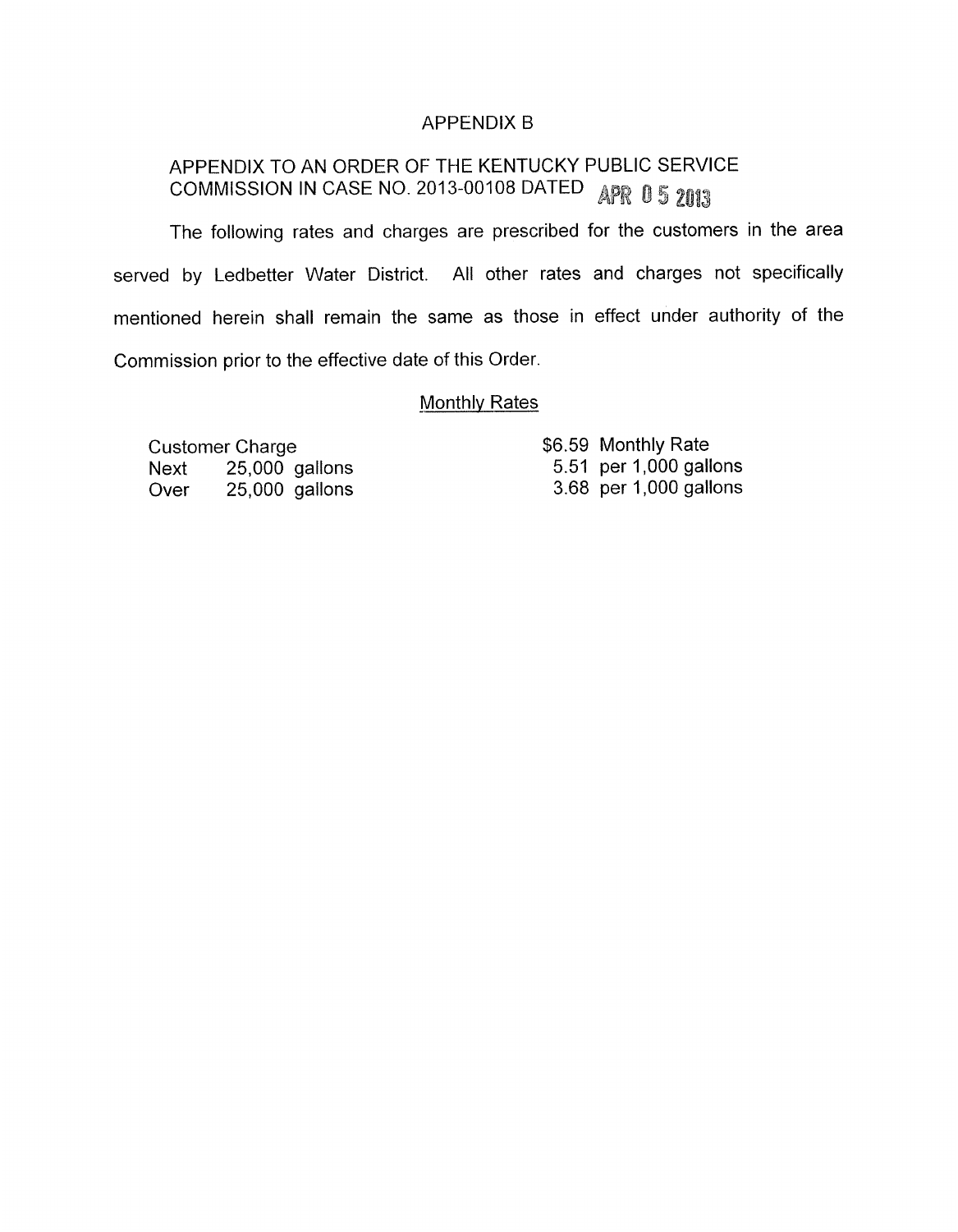# APPENDIX B

## APPENDIX TO AN ORDER OF THE KENTUCKY PUBLIC SERVICE COMMISSION IN CASE NO. 2013-00108 DATED APR 05 2013

The following rates and charges are prescribed for the customers in the area served by Ledbetter Water District. All other rates and charges not specifically mentioned herein shall remain the same as those in effect under authority of the Commission prior to the effective date of this Order.

### Monthly Rates

| | |
|---|---|
| Customer Charge | $6.59 Monthly Rate |
| Next 25,000 gallons | 5.51 per 1,000 gallons |
| Over 25,000 gallons | 3.68 per 1,000 gallons |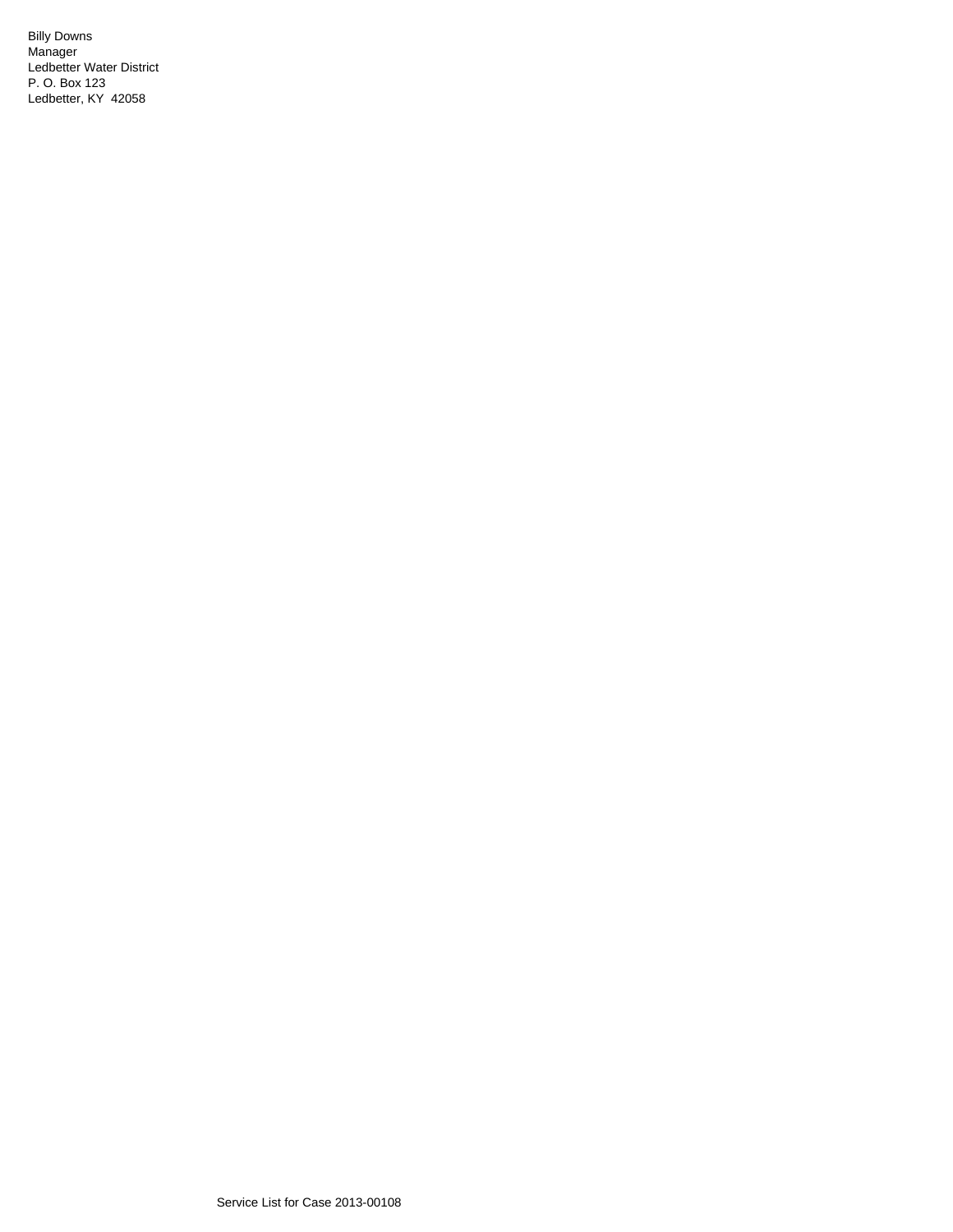Billy Downs
Manager
Ledbetter Water District
P. O. Box 123
Ledbetter, KY  42058